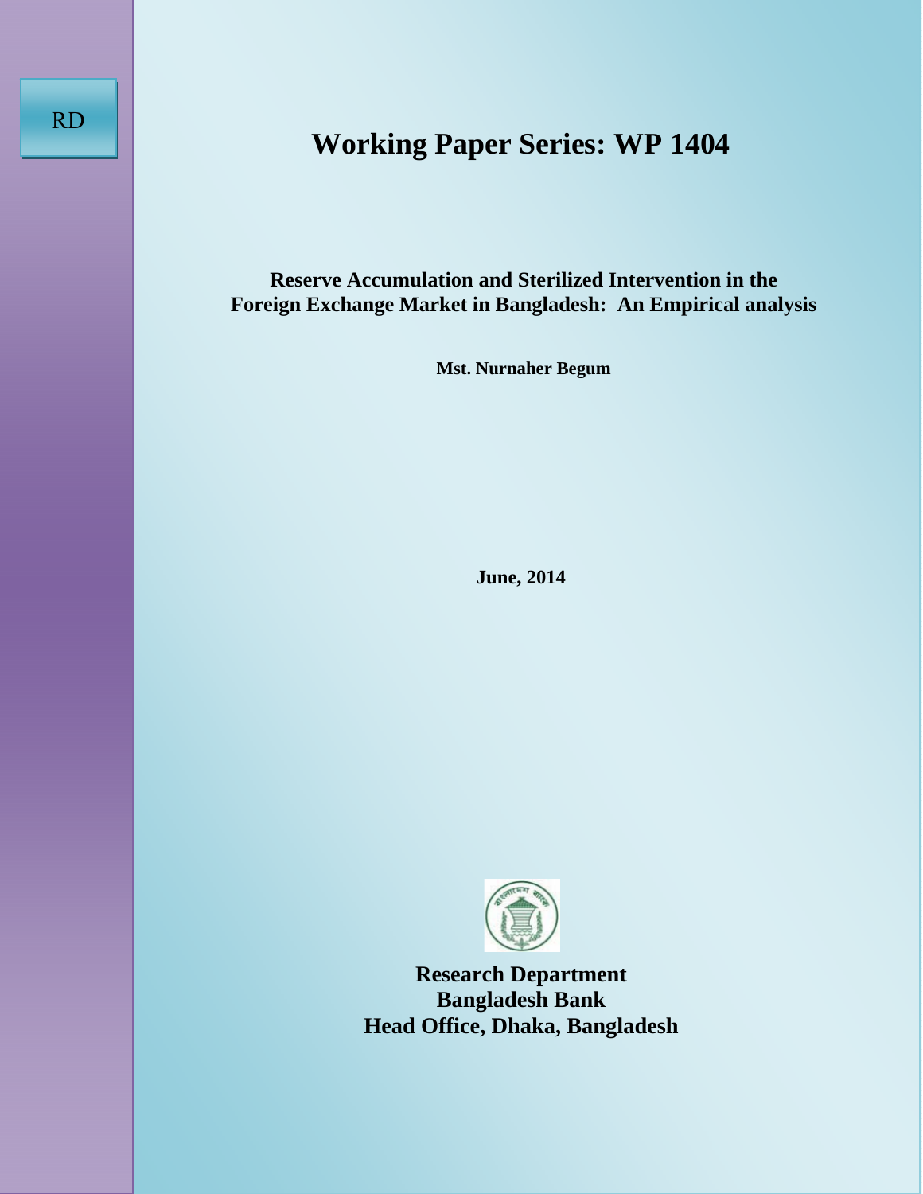RD

# Working Paper Series: WP 1404

## Reserve Accumulation and Sterilized Intervention in the Foreign Exchange Market in Bangladesh: An Empirical analysis

**Mst. Nurnaher Begum**

**June, 2014**

**Research Department**
**Bangladesh Bank**
**Head Office, Dhaka, Bangladesh**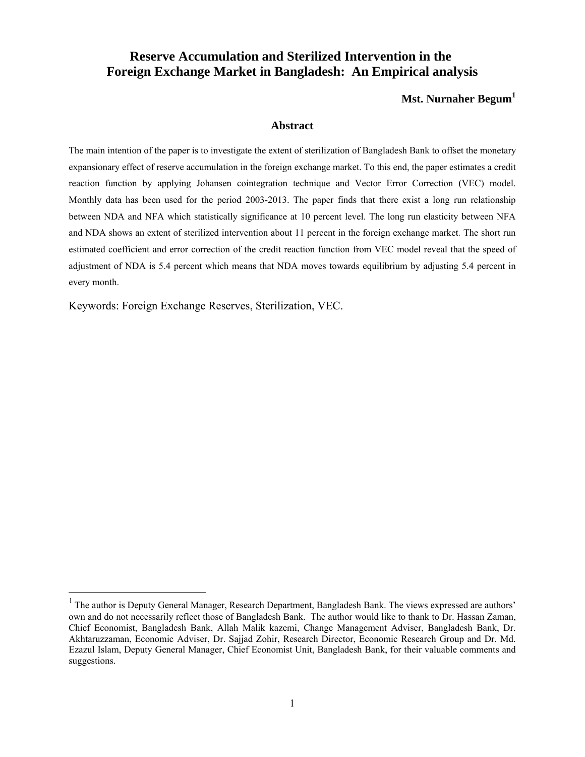# Reserve Accumulation and Sterilized Intervention in the Foreign Exchange Market in Bangladesh: An Empirical analysis

**Mst. Nurnaher Begum[1]**

## Abstract

The main intention of the paper is to investigate the extent of sterilization of Bangladesh Bank to offset the monetary expansionary effect of reserve accumulation in the foreign exchange market. To this end, the paper estimates a credit reaction function by applying Johansen cointegration technique and Vector Error Correction (VEC) model. Monthly data has been used for the period 2003-2013. The paper finds that there exist a long run relationship between NDA and NFA which statistically significance at 10 percent level. The long run elasticity between NFA and NDA shows an extent of sterilized intervention about 11 percent in the foreign exchange market. The short run estimated coefficient and error correction of the credit reaction function from VEC model reveal that the speed of adjustment of NDA is 5.4 percent which means that NDA moves towards equilibrium by adjusting 5.4 percent in every month.

Keywords: Foreign Exchange Reserves, Sterilization, VEC.

---

[1] The author is Deputy General Manager, Research Department, Bangladesh Bank. The views expressed are authors' own and do not necessarily reflect those of Bangladesh Bank. The author would like to thank to Dr. Hassan Zaman, Chief Economist, Bangladesh Bank, Allah Malik kazemi, Change Management Adviser, Bangladesh Bank, Dr. Akhtaruzzaman, Economic Adviser, Dr. Sajjad Zohir, Research Director, Economic Research Group and Dr. Md. Ezazul Islam, Deputy General Manager, Chief Economist Unit, Bangladesh Bank, for their valuable comments and suggestions.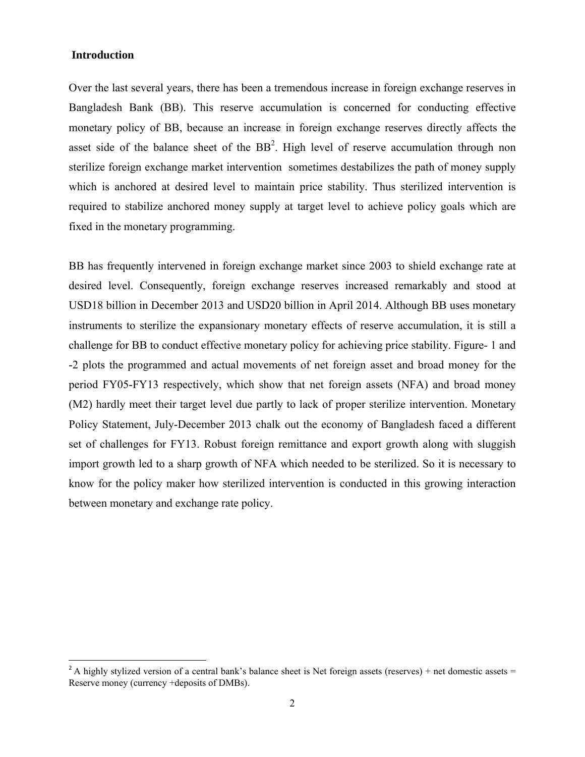## Introduction

Over the last several years, there has been a tremendous increase in foreign exchange reserves in Bangladesh Bank (BB). This reserve accumulation is concerned for conducting effective monetary policy of BB, because an increase in foreign exchange reserves directly affects the asset side of the balance sheet of the BB[2]. High level of reserve accumulation through non sterilize foreign exchange market intervention sometimes destabilizes the path of money supply which is anchored at desired level to maintain price stability. Thus sterilized intervention is required to stabilize anchored money supply at target level to achieve policy goals which are fixed in the monetary programming.

BB has frequently intervened in foreign exchange market since 2003 to shield exchange rate at desired level. Consequently, foreign exchange reserves increased remarkably and stood at USD18 billion in December 2013 and USD20 billion in April 2014. Although BB uses monetary instruments to sterilize the expansionary monetary effects of reserve accumulation, it is still a challenge for BB to conduct effective monetary policy for achieving price stability. Figure- 1 and -2 plots the programmed and actual movements of net foreign asset and broad money for the period FY05-FY13 respectively, which show that net foreign assets (NFA) and broad money (M2) hardly meet their target level due partly to lack of proper sterilize intervention. Monetary Policy Statement, July-December 2013 chalk out the economy of Bangladesh faced a different set of challenges for FY13. Robust foreign remittance and export growth along with sluggish import growth led to a sharp growth of NFA which needed to be sterilized. So it is necessary to know for the policy maker how sterilized intervention is conducted in this growing interaction between monetary and exchange rate policy.

[2] A highly stylized version of a central bank's balance sheet is Net foreign assets (reserves) + net domestic assets = Reserve money (currency +deposits of DMBs).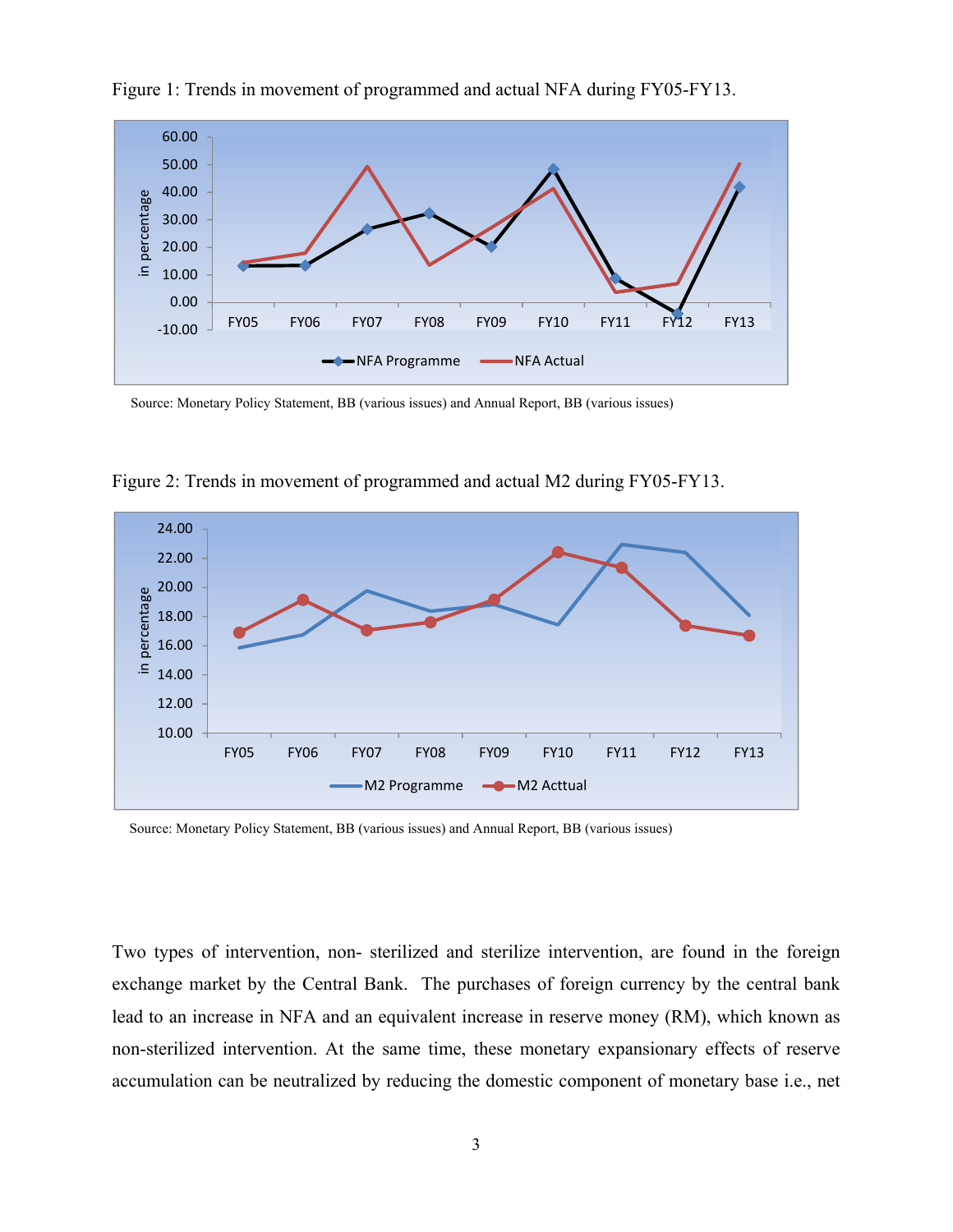Figure 1: Trends in movement of programmed and actual NFA during FY05-FY13.

Source: Monetary Policy Statement, BB (various issues) and Annual Report, BB (various issues)

Figure 2: Trends in movement of programmed and actual M2 during FY05-FY13.

Source: Monetary Policy Statement, BB (various issues) and Annual Report, BB (various issues)

Two types of intervention, non- sterilized and sterilize intervention, are found in the foreign exchange market by the Central Bank. The purchases of foreign currency by the central bank lead to an increase in NFA and an equivalent increase in reserve money (RM), which known as non-sterilized intervention. At the same time, these monetary expansionary effects of reserve accumulation can be neutralized by reducing the domestic component of monetary base i.e., net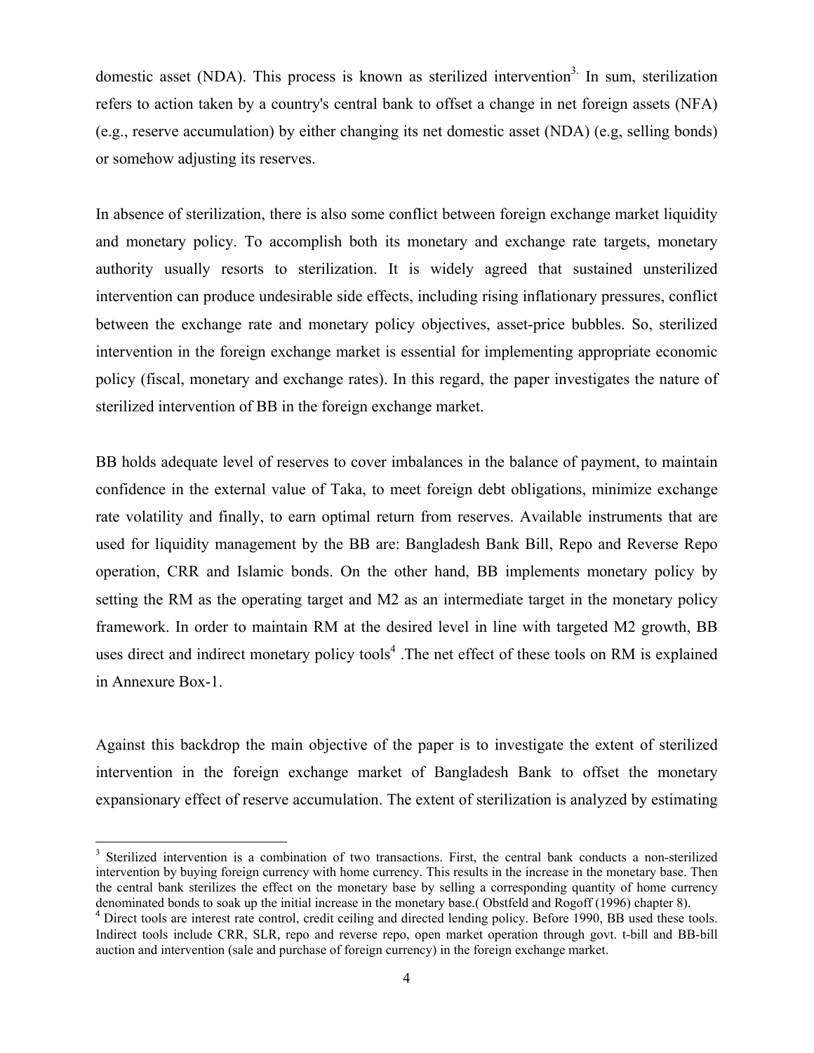domestic asset (NDA). This process is known as sterilized intervention[3]. In sum, sterilization refers to action taken by a country's central bank to offset a change in net foreign assets (NFA) (e.g., reserve accumulation) by either changing its net domestic asset (NDA) (e.g, selling bonds) or somehow adjusting its reserves.

In absence of sterilization, there is also some conflict between foreign exchange market liquidity and monetary policy. To accomplish both its monetary and exchange rate targets, monetary authority usually resorts to sterilization. It is widely agreed that sustained unsterilized intervention can produce undesirable side effects, including rising inflationary pressures, conflict between the exchange rate and monetary policy objectives, asset-price bubbles. So, sterilized intervention in the foreign exchange market is essential for implementing appropriate economic policy (fiscal, monetary and exchange rates). In this regard, the paper investigates the nature of sterilized intervention of BB in the foreign exchange market.

BB holds adequate level of reserves to cover imbalances in the balance of payment, to maintain confidence in the external value of Taka, to meet foreign debt obligations, minimize exchange rate volatility and finally, to earn optimal return from reserves. Available instruments that are used for liquidity management by the BB are: Bangladesh Bank Bill, Repo and Reverse Repo operation, CRR and Islamic bonds. On the other hand, BB implements monetary policy by setting the RM as the operating target and M2 as an intermediate target in the monetary policy framework. In order to maintain RM at the desired level in line with targeted M2 growth, BB uses direct and indirect monetary policy tools[4] .The net effect of these tools on RM is explained in Annexure Box-1.

Against this backdrop the main objective of the paper is to investigate the extent of sterilized intervention in the foreign exchange market of Bangladesh Bank to offset the monetary expansionary effect of reserve accumulation. The extent of sterilization is analyzed by estimating

---

[3] Sterilized intervention is a combination of two transactions. First, the central bank conducts a non-sterilized intervention by buying foreign currency with home currency. This results in the increase in the monetary base. Then the central bank sterilizes the effect on the monetary base by selling a corresponding quantity of home currency denominated bonds to soak up the initial increase in the monetary base.( Obstfeld and Rogoff (1996) chapter 8).

[4] Direct tools are interest rate control, credit ceiling and directed lending policy. Before 1990, BB used these tools. Indirect tools include CRR, SLR, repo and reverse repo, open market operation through govt. t-bill and BB-bill auction and intervention (sale and purchase of foreign currency) in the foreign exchange market.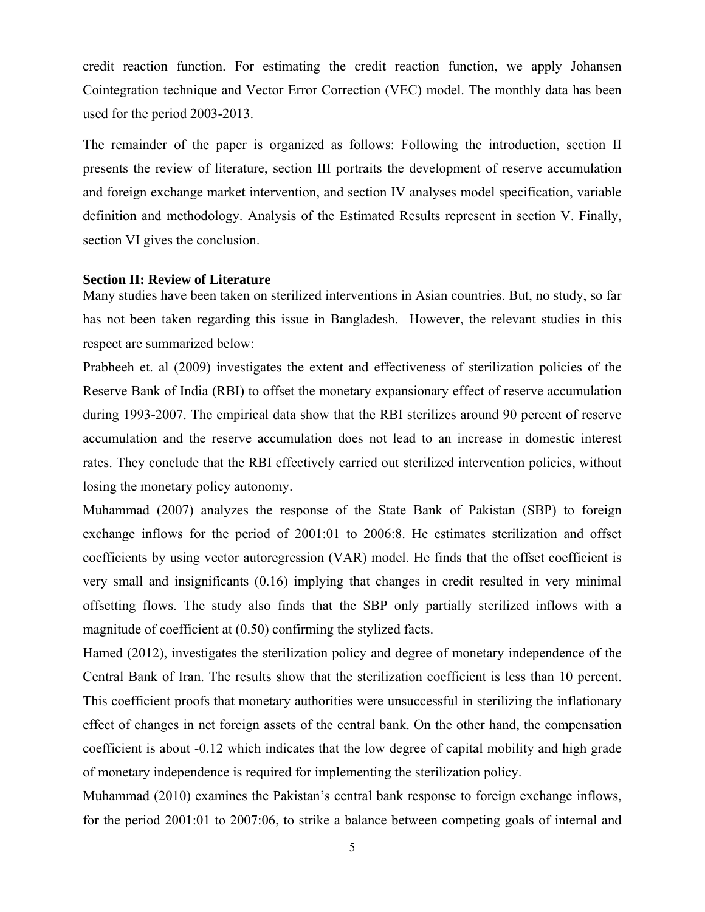credit reaction function. For estimating the credit reaction function, we apply Johansen Cointegration technique and Vector Error Correction (VEC) model. The monthly data has been used for the period 2003-2013.

The remainder of the paper is organized as follows: Following the introduction, section II presents the review of literature, section III portraits the development of reserve accumulation and foreign exchange market intervention, and section IV analyses model specification, variable definition and methodology. Analysis of the Estimated Results represent in section V. Finally, section VI gives the conclusion.

## Section II: Review of Literature

Many studies have been taken on sterilized interventions in Asian countries. But, no study, so far has not been taken regarding this issue in Bangladesh. However, the relevant studies in this respect are summarized below:

Prabheeh et. al (2009) investigates the extent and effectiveness of sterilization policies of the Reserve Bank of India (RBI) to offset the monetary expansionary effect of reserve accumulation during 1993-2007. The empirical data show that the RBI sterilizes around 90 percent of reserve accumulation and the reserve accumulation does not lead to an increase in domestic interest rates. They conclude that the RBI effectively carried out sterilized intervention policies, without losing the monetary policy autonomy.

Muhammad (2007) analyzes the response of the State Bank of Pakistan (SBP) to foreign exchange inflows for the period of 2001:01 to 2006:8. He estimates sterilization and offset coefficients by using vector autoregression (VAR) model. He finds that the offset coefficient is very small and insignificants (0.16) implying that changes in credit resulted in very minimal offsetting flows. The study also finds that the SBP only partially sterilized inflows with a magnitude of coefficient at (0.50) confirming the stylized facts.

Hamed (2012), investigates the sterilization policy and degree of monetary independence of the Central Bank of Iran. The results show that the sterilization coefficient is less than 10 percent. This coefficient proofs that monetary authorities were unsuccessful in sterilizing the inflationary effect of changes in net foreign assets of the central bank. On the other hand, the compensation coefficient is about -0.12 which indicates that the low degree of capital mobility and high grade of monetary independence is required for implementing the sterilization policy.

Muhammad (2010) examines the Pakistan's central bank response to foreign exchange inflows, for the period 2001:01 to 2007:06, to strike a balance between competing goals of internal and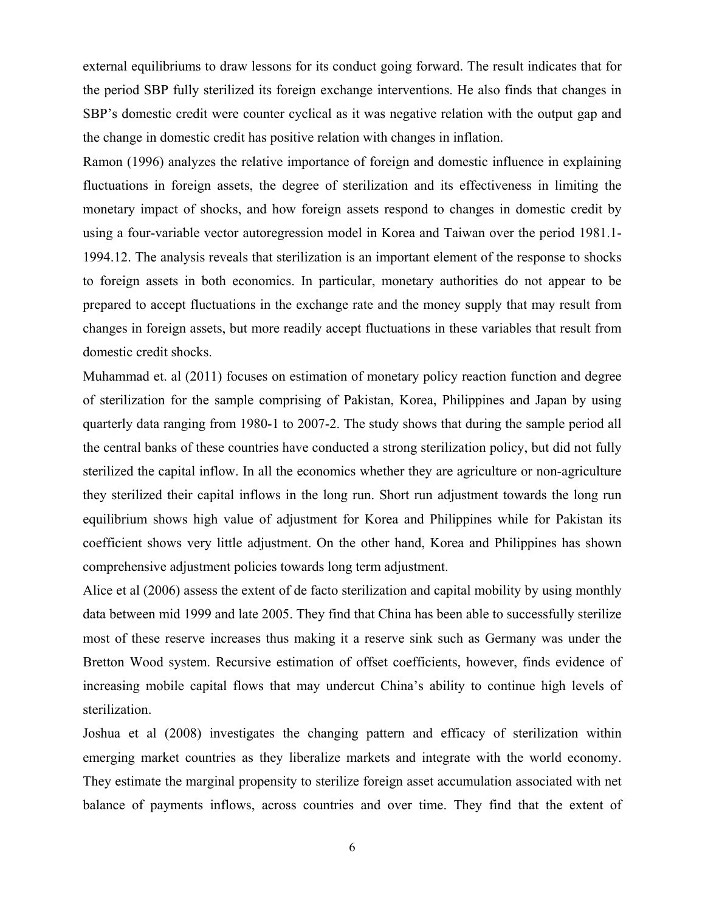external equilibriums to draw lessons for its conduct going forward. The result indicates that for the period SBP fully sterilized its foreign exchange interventions. He also finds that changes in SBP's domestic credit were counter cyclical as it was negative relation with the output gap and the change in domestic credit has positive relation with changes in inflation.

Ramon (1996) analyzes the relative importance of foreign and domestic influence in explaining fluctuations in foreign assets, the degree of sterilization and its effectiveness in limiting the monetary impact of shocks, and how foreign assets respond to changes in domestic credit by using a four-variable vector autoregression model in Korea and Taiwan over the period 1981.1-1994.12. The analysis reveals that sterilization is an important element of the response to shocks to foreign assets in both economics. In particular, monetary authorities do not appear to be prepared to accept fluctuations in the exchange rate and the money supply that may result from changes in foreign assets, but more readily accept fluctuations in these variables that result from domestic credit shocks.

Muhammad et. al (2011) focuses on estimation of monetary policy reaction function and degree of sterilization for the sample comprising of Pakistan, Korea, Philippines and Japan by using quarterly data ranging from 1980-1 to 2007-2. The study shows that during the sample period all the central banks of these countries have conducted a strong sterilization policy, but did not fully sterilized the capital inflow. In all the economics whether they are agriculture or non-agriculture they sterilized their capital inflows in the long run. Short run adjustment towards the long run equilibrium shows high value of adjustment for Korea and Philippines while for Pakistan its coefficient shows very little adjustment. On the other hand, Korea and Philippines has shown comprehensive adjustment policies towards long term adjustment.

Alice et al (2006) assess the extent of de facto sterilization and capital mobility by using monthly data between mid 1999 and late 2005. They find that China has been able to successfully sterilize most of these reserve increases thus making it a reserve sink such as Germany was under the Bretton Wood system. Recursive estimation of offset coefficients, however, finds evidence of increasing mobile capital flows that may undercut China's ability to continue high levels of sterilization.

Joshua et al (2008) investigates the changing pattern and efficacy of sterilization within emerging market countries as they liberalize markets and integrate with the world economy. They estimate the marginal propensity to sterilize foreign asset accumulation associated with net balance of payments inflows, across countries and over time. They find that the extent of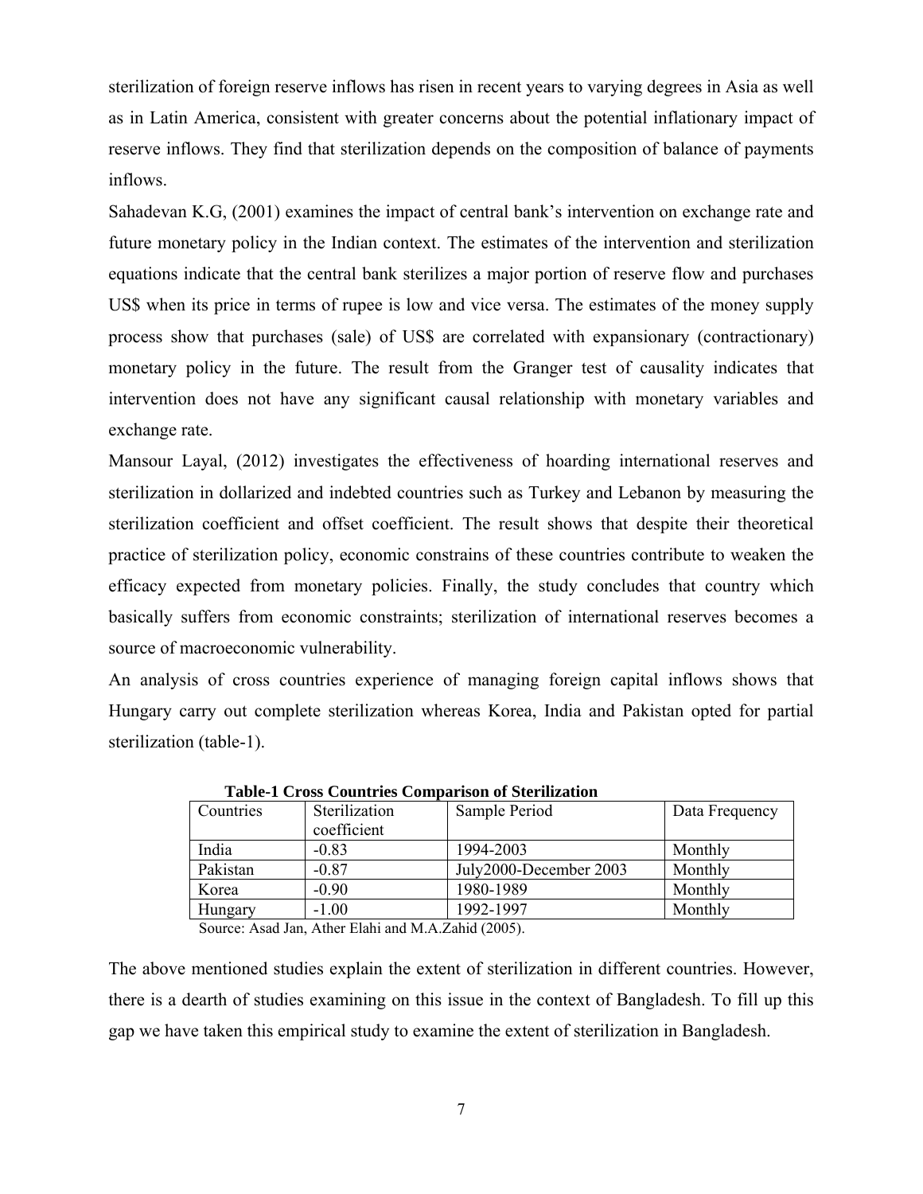sterilization of foreign reserve inflows has risen in recent years to varying degrees in Asia as well as in Latin America, consistent with greater concerns about the potential inflationary impact of reserve inflows. They find that sterilization depends on the composition of balance of payments inflows.

Sahadevan K.G, (2001) examines the impact of central bank's intervention on exchange rate and future monetary policy in the Indian context. The estimates of the intervention and sterilization equations indicate that the central bank sterilizes a major portion of reserve flow and purchases US$ when its price in terms of rupee is low and vice versa. The estimates of the money supply process show that purchases (sale) of US$ are correlated with expansionary (contractionary) monetary policy in the future. The result from the Granger test of causality indicates that intervention does not have any significant causal relationship with monetary variables and exchange rate.

Mansour Layal, (2012) investigates the effectiveness of hoarding international reserves and sterilization in dollarized and indebted countries such as Turkey and Lebanon by measuring the sterilization coefficient and offset coefficient. The result shows that despite their theoretical practice of sterilization policy, economic constrains of these countries contribute to weaken the efficacy expected from monetary policies. Finally, the study concludes that country which basically suffers from economic constraints; sterilization of international reserves becomes a source of macroeconomic vulnerability.

An analysis of cross countries experience of managing foreign capital inflows shows that Hungary carry out complete sterilization whereas Korea, India and Pakistan opted for partial sterilization (table-1).

**Table-1 Cross Countries Comparison of Sterilization**

| Countries | Sterilization coefficient | Sample Period | Data Frequency |
|---|---|---|---|
| India | -0.83 | 1994-2003 | Monthly |
| Pakistan | -0.87 | July2000-December 2003 | Monthly |
| Korea | -0.90 | 1980-1989 | Monthly |
| Hungary | -1.00 | 1992-1997 | Monthly |

Source: Asad Jan, Ather Elahi and M.A.Zahid (2005).

The above mentioned studies explain the extent of sterilization in different countries. However, there is a dearth of studies examining on this issue in the context of Bangladesh. To fill up this gap we have taken this empirical study to examine the extent of sterilization in Bangladesh.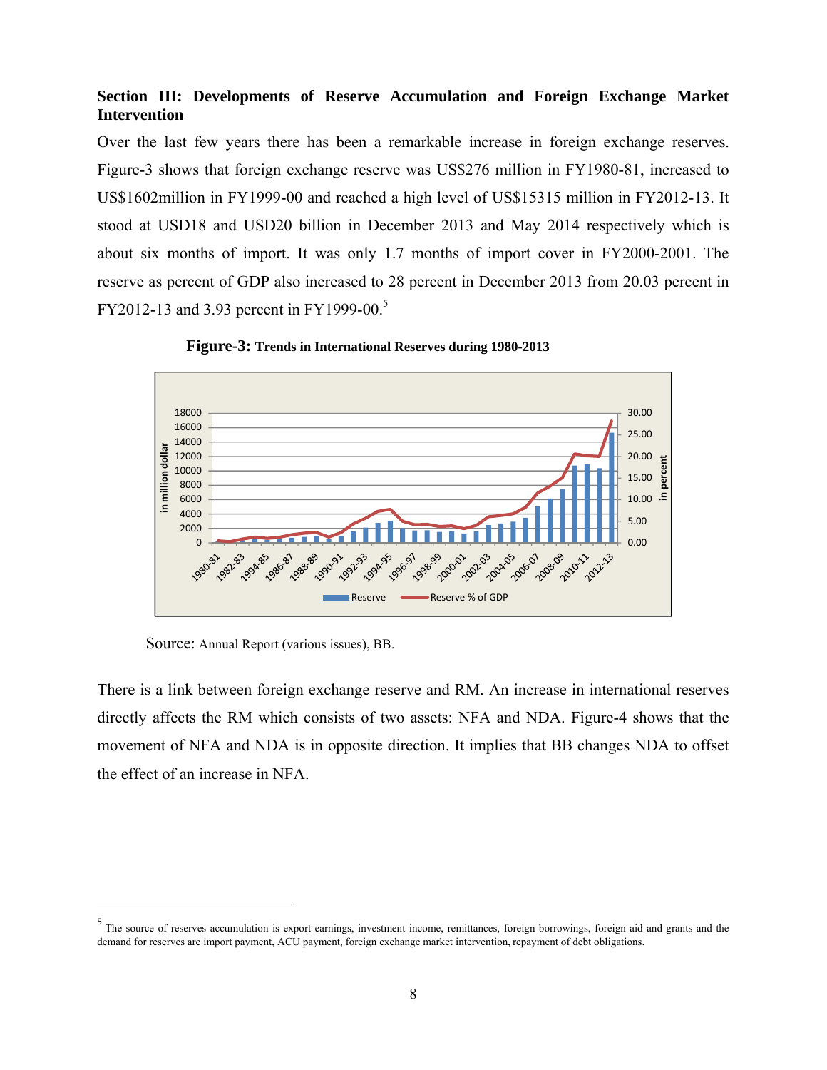**Section III: Developments of Reserve Accumulation and Foreign Exchange Market Intervention**

Over the last few years there has been a remarkable increase in foreign exchange reserves. Figure-3 shows that foreign exchange reserve was US$276 million in FY1980-81, increased to US$1602million in FY1999-00 and reached a high level of US$15315 million in FY2012-13. It stood at USD18 and USD20 billion in December 2013 and May 2014 respectively which is about six months of import. It was only 1.7 months of import cover in FY2000-2001. The reserve as percent of GDP also increased to 28 percent in December 2013 from 20.03 percent in FY2012-13 and 3.93 percent in FY1999-00.[5]

**Figure-3: Trends in International Reserves during 1980-2013**

Source: Annual Report (various issues), BB.

There is a link between foreign exchange reserve and RM. An increase in international reserves directly affects the RM which consists of two assets: NFA and NDA. Figure-4 shows that the movement of NFA and NDA is in opposite direction. It implies that BB changes NDA to offset the effect of an increase in NFA.

[5] The source of reserves accumulation is export earnings, investment income, remittances, foreign borrowings, foreign aid and grants and the demand for reserves are import payment, ACU payment, foreign exchange market intervention, repayment of debt obligations.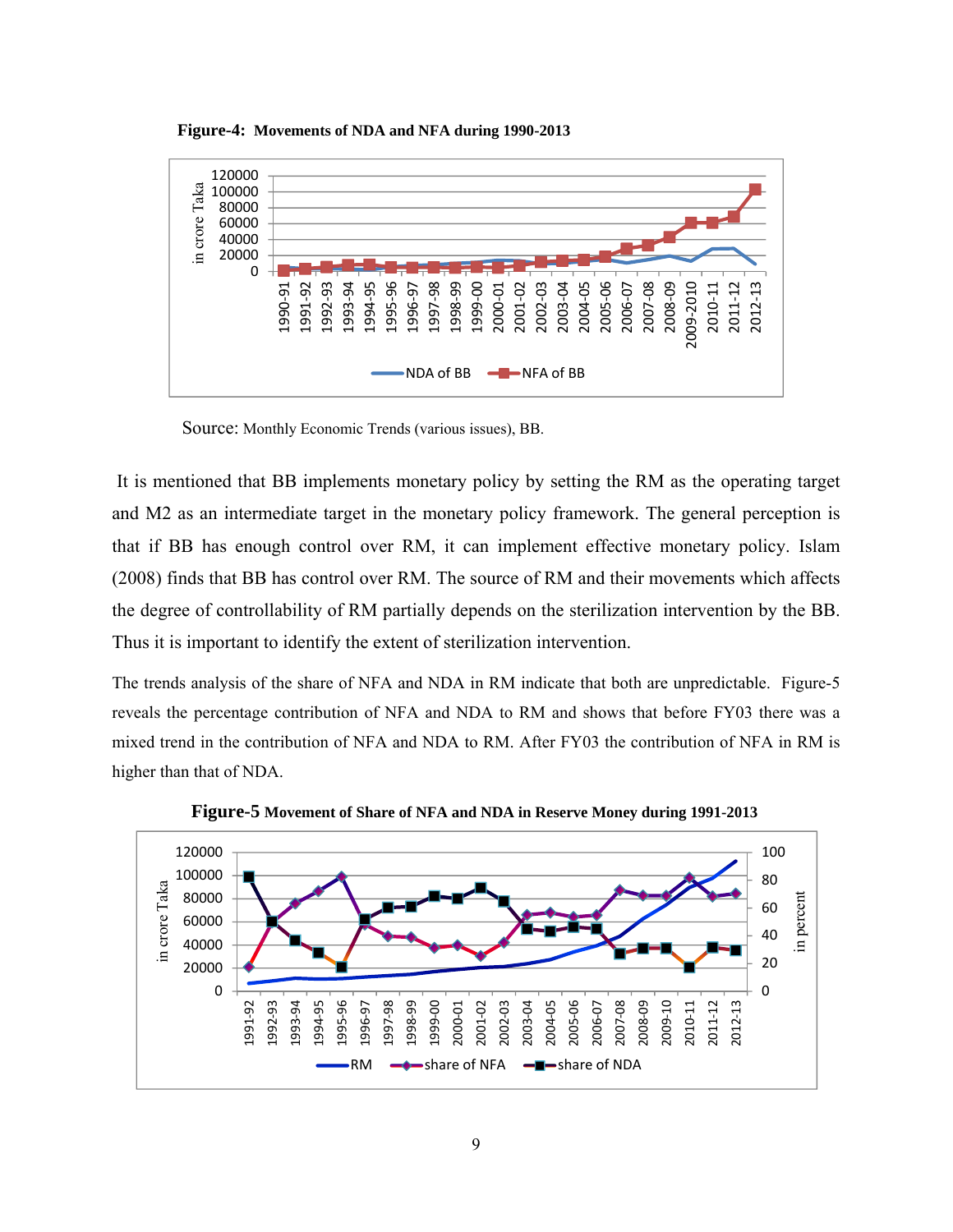**Figure-4: Movements of NDA and NFA during 1990-2013**

Source: Monthly Economic Trends (various issues), BB.

It is mentioned that BB implements monetary policy by setting the RM as the operating target and M2 as an intermediate target in the monetary policy framework. The general perception is that if BB has enough control over RM, it can implement effective monetary policy. Islam (2008) finds that BB has control over RM. The source of RM and their movements which affects the degree of controllability of RM partially depends on the sterilization intervention by the BB. Thus it is important to identify the extent of sterilization intervention.

The trends analysis of the share of NFA and NDA in RM indicate that both are unpredictable. Figure-5 reveals the percentage contribution of NFA and NDA to RM and shows that before FY03 there was a mixed trend in the contribution of NFA and NDA to RM. After FY03 the contribution of NFA in RM is higher than that of NDA.

**Figure-5 Movement of Share of NFA and NDA in Reserve Money during 1991-2013**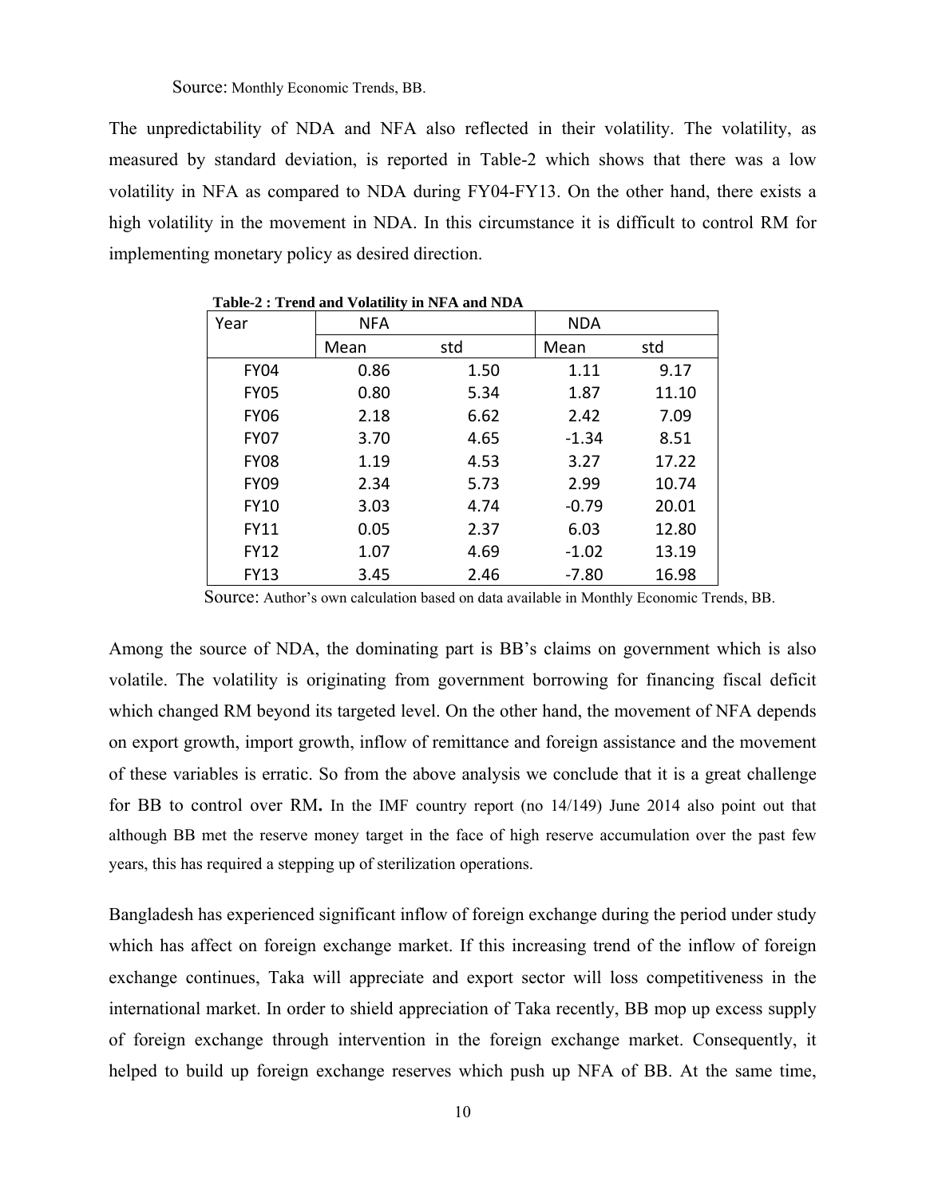Source: Monthly Economic Trends, BB.

The unpredictability of NDA and NFA also reflected in their volatility. The volatility, as measured by standard deviation, is reported in Table-2 which shows that there was a low volatility in NFA as compared to NDA during FY04-FY13. On the other hand, there exists a high volatility in the movement in NDA. In this circumstance it is difficult to control RM for implementing monetary policy as desired direction.

**Table-2 : Trend and Volatility in NFA and NDA**

| Year | NFA | | NDA | |
|---|---|---|---|---|
| | Mean | std | Mean | std |
| FY04 | 0.86 | 1.50 | 1.11 | 9.17 |
| FY05 | 0.80 | 5.34 | 1.87 | 11.10 |
| FY06 | 2.18 | 6.62 | 2.42 | 7.09 |
| FY07 | 3.70 | 4.65 | -1.34 | 8.51 |
| FY08 | 1.19 | 4.53 | 3.27 | 17.22 |
| FY09 | 2.34 | 5.73 | 2.99 | 10.74 |
| FY10 | 3.03 | 4.74 | -0.79 | 20.01 |
| FY11 | 0.05 | 2.37 | 6.03 | 12.80 |
| FY12 | 1.07 | 4.69 | -1.02 | 13.19 |
| FY13 | 3.45 | 2.46 | -7.80 | 16.98 |

Source: Author's own calculation based on data available in Monthly Economic Trends, BB.

Among the source of NDA, the dominating part is BB's claims on government which is also volatile. The volatility is originating from government borrowing for financing fiscal deficit which changed RM beyond its targeted level. On the other hand, the movement of NFA depends on export growth, import growth, inflow of remittance and foreign assistance and the movement of these variables is erratic. So from the above analysis we conclude that it is a great challenge for BB to control over RM**.** In the IMF country report (no 14/149) June 2014 also point out that although BB met the reserve money target in the face of high reserve accumulation over the past few years, this has required a stepping up of sterilization operations.

Bangladesh has experienced significant inflow of foreign exchange during the period under study which has affect on foreign exchange market. If this increasing trend of the inflow of foreign exchange continues, Taka will appreciate and export sector will loss competitiveness in the international market. In order to shield appreciation of Taka recently, BB mop up excess supply of foreign exchange through intervention in the foreign exchange market. Consequently, it helped to build up foreign exchange reserves which push up NFA of BB. At the same time,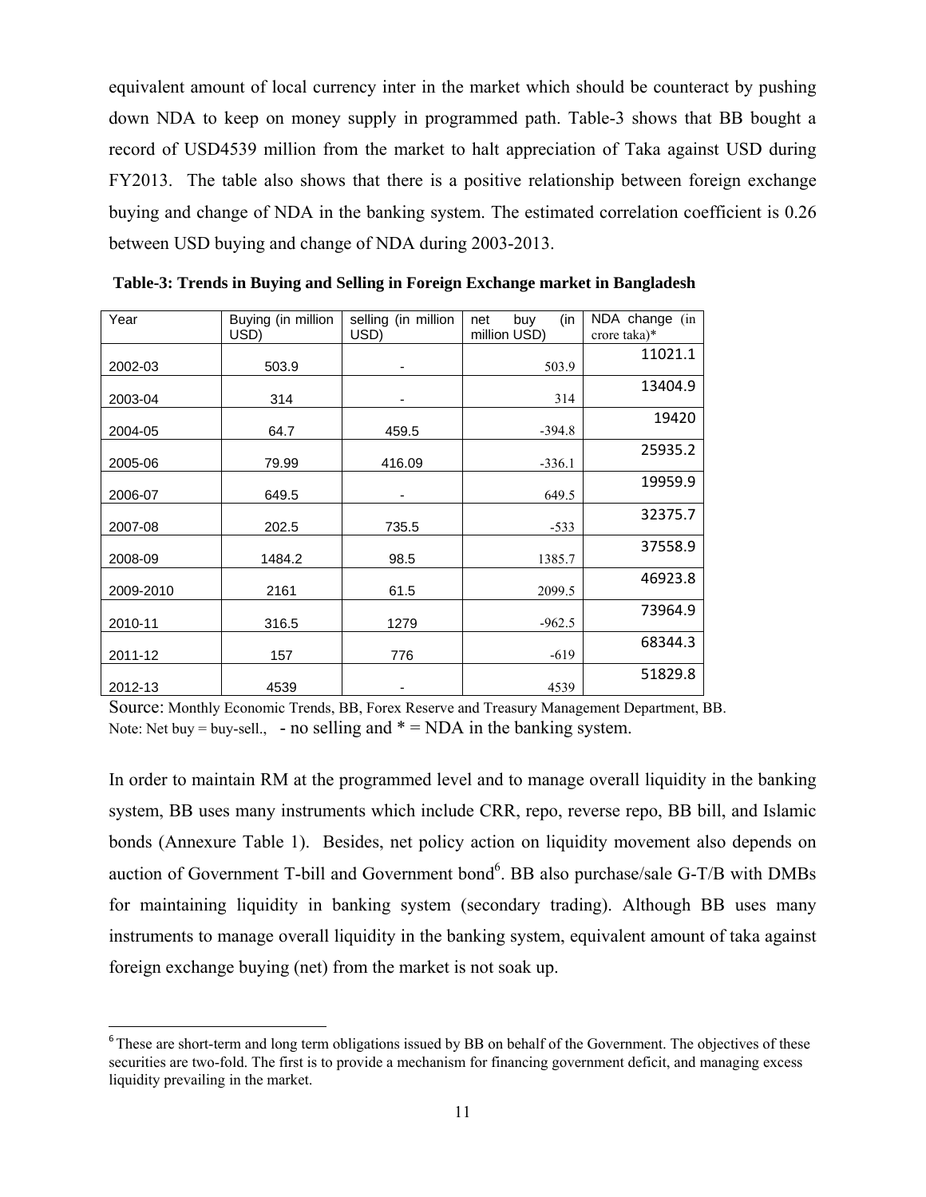equivalent amount of local currency inter in the market which should be counteract by pushing down NDA to keep on money supply in programmed path. Table-3 shows that BB bought a record of USD4539 million from the market to halt appreciation of Taka against USD during FY2013. The table also shows that there is a positive relationship between foreign exchange buying and change of NDA in the banking system. The estimated correlation coefficient is 0.26 between USD buying and change of NDA during 2003-2013.

**Table-3: Trends in Buying and Selling in Foreign Exchange market in Bangladesh**

| Year | Buying (in million USD) | selling (in million USD) | net buy (in million USD) | NDA change (in crore taka)* |
|---|---|---|---|---|
| 2002-03 | 503.9 | - | 503.9 | 11021.1 |
| 2003-04 | 314 | - | 314 | 13404.9 |
| 2004-05 | 64.7 | 459.5 | -394.8 | 19420 |
| 2005-06 | 79.99 | 416.09 | -336.1 | 25935.2 |
| 2006-07 | 649.5 | - | 649.5 | 19959.9 |
| 2007-08 | 202.5 | 735.5 | -533 | 32375.7 |
| 2008-09 | 1484.2 | 98.5 | 1385.7 | 37558.9 |
| 2009-2010 | 2161 | 61.5 | 2099.5 | 46923.8 |
| 2010-11 | 316.5 | 1279 | -962.5 | 73964.9 |
| 2011-12 | 157 | 776 | -619 | 68344.3 |
| 2012-13 | 4539 | - | 4539 | 51829.8 |

Source: Monthly Economic Trends, BB, Forex Reserve and Treasury Management Department, BB.
Note: Net buy = buy-sell., - no selling and * = NDA in the banking system.

In order to maintain RM at the programmed level and to manage overall liquidity in the banking system, BB uses many instruments which include CRR, repo, reverse repo, BB bill, and Islamic bonds (Annexure Table 1). Besides, net policy action on liquidity movement also depends on auction of Government T-bill and Government bond[6]. BB also purchase/sale G-T/B with DMBs for maintaining liquidity in banking system (secondary trading). Although BB uses many instruments to manage overall liquidity in the banking system, equivalent amount of taka against foreign exchange buying (net) from the market is not soak up.

[6] These are short-term and long term obligations issued by BB on behalf of the Government. The objectives of these securities are two-fold. The first is to provide a mechanism for financing government deficit, and managing excess liquidity prevailing in the market.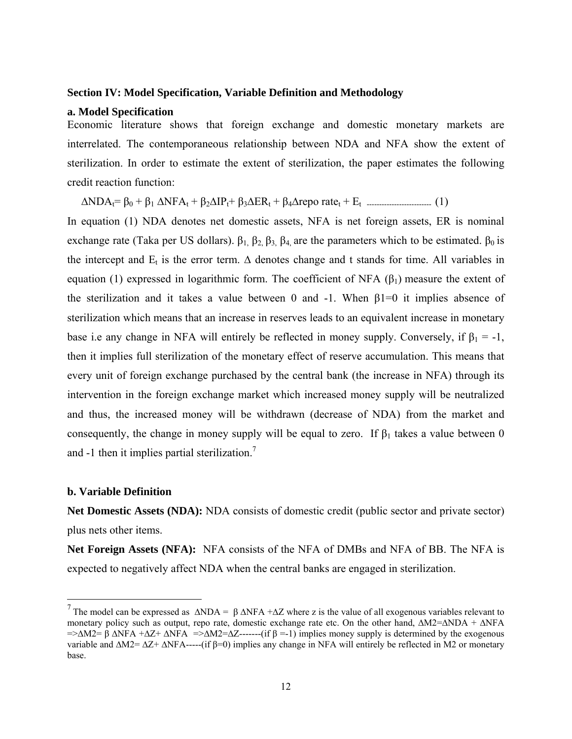**Section IV: Model Specification, Variable Definition and Methodology**

**a. Model Specification**

Economic literature shows that foreign exchange and domestic monetary markets are interrelated. The contemporaneous relationship between NDA and NFA show the extent of sterilization. In order to estimate the extent of sterilization, the paper estimates the following credit reaction function:

$$\Delta NDA_t = \beta_0 + \beta_1 \Delta NFA_t + \beta_2 \Delta IP_t + \beta_3 \Delta ER_t + \beta_4 \Delta \text{repo rate}_t + E_t \quad \text{-------------------------} \quad (1)$$

In equation (1) NDA denotes net domestic assets, NFA is net foreign assets, ER is nominal exchange rate (Taka per US dollars). $\beta_1$, $\beta_2$, $\beta_3$, $\beta_4$, are the parameters which to be estimated. $\beta_0$ is the intercept and $E_t$ is the error term. $\Delta$ denotes change and t stands for time. All variables in equation (1) expressed in logarithmic form. The coefficient of NFA ($\beta_1$) measure the extent of the sterilization and it takes a value between 0 and -1. When $\beta_1=0$ it implies absence of sterilization which means that an increase in reserves leads to an equivalent increase in monetary base i.e any change in NFA will entirely be reflected in money supply. Conversely, if $\beta_1 = -1$, then it implies full sterilization of the monetary effect of reserve accumulation. This means that every unit of foreign exchange purchased by the central bank (the increase in NFA) through its intervention in the foreign exchange market which increased money supply will be neutralized and thus, the increased money will be withdrawn (decrease of NDA) from the market and consequently, the change in money supply will be equal to zero. If $\beta_1$ takes a value between 0 and -1 then it implies partial sterilization.[7]

**b. Variable Definition**

**Net Domestic Assets (NDA):** NDA consists of domestic credit (public sector and private sector) plus nets other items.

**Net Foreign Assets (NFA):** NFA consists of the NFA of DMBs and NFA of BB. The NFA is expected to negatively affect NDA when the central banks are engaged in sterilization.

---

[7] The model can be expressed as $\Delta NDA = \beta \Delta NFA + \Delta Z$ where z is the value of all exogenous variables relevant to monetary policy such as output, repo rate, domestic exchange rate etc. On the other hand, $\Delta M2 = \Delta NDA + \Delta NFA$ $\Rightarrow \Delta M2 = \beta \Delta NFA + \Delta Z + \Delta NFA$ $\Rightarrow \Delta M2 = \Delta Z$-------(if $\beta = -1$) implies money supply is determined by the exogenous variable and $\Delta M2 = \Delta Z + \Delta NFA$-----(if $\beta = 0$) implies any change in NFA will entirely be reflected in M2 or monetary base.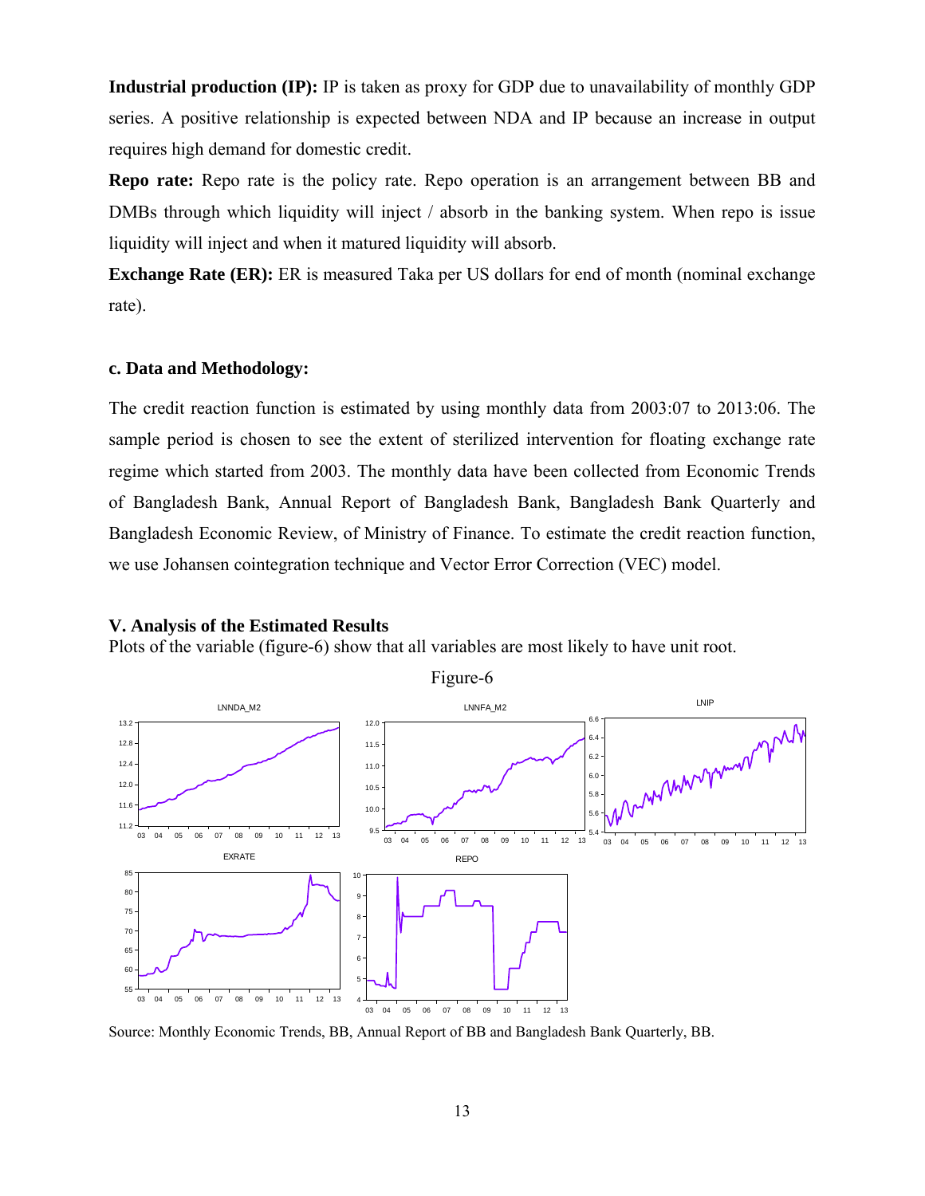**Industrial production (IP):** IP is taken as proxy for GDP due to unavailability of monthly GDP series. A positive relationship is expected between NDA and IP because an increase in output requires high demand for domestic credit.

**Repo rate:** Repo rate is the policy rate. Repo operation is an arrangement between BB and DMBs through which liquidity will inject / absorb in the banking system. When repo is issue liquidity will inject and when it matured liquidity will absorb.

**Exchange Rate (ER):** ER is measured Taka per US dollars for end of month (nominal exchange rate).

### c. Data and Methodology:

The credit reaction function is estimated by using monthly data from 2003:07 to 2013:06. The sample period is chosen to see the extent of sterilized intervention for floating exchange rate regime which started from 2003. The monthly data have been collected from Economic Trends of Bangladesh Bank, Annual Report of Bangladesh Bank, Bangladesh Bank Quarterly and Bangladesh Economic Review, of Ministry of Finance. To estimate the credit reaction function, we use Johansen cointegration technique and Vector Error Correction (VEC) model.

## V. Analysis of the Estimated Results

Plots of the variable (figure-6) show that all variables are most likely to have unit root.

Figure-6

Source: Monthly Economic Trends, BB, Annual Report of BB and Bangladesh Bank Quarterly, BB.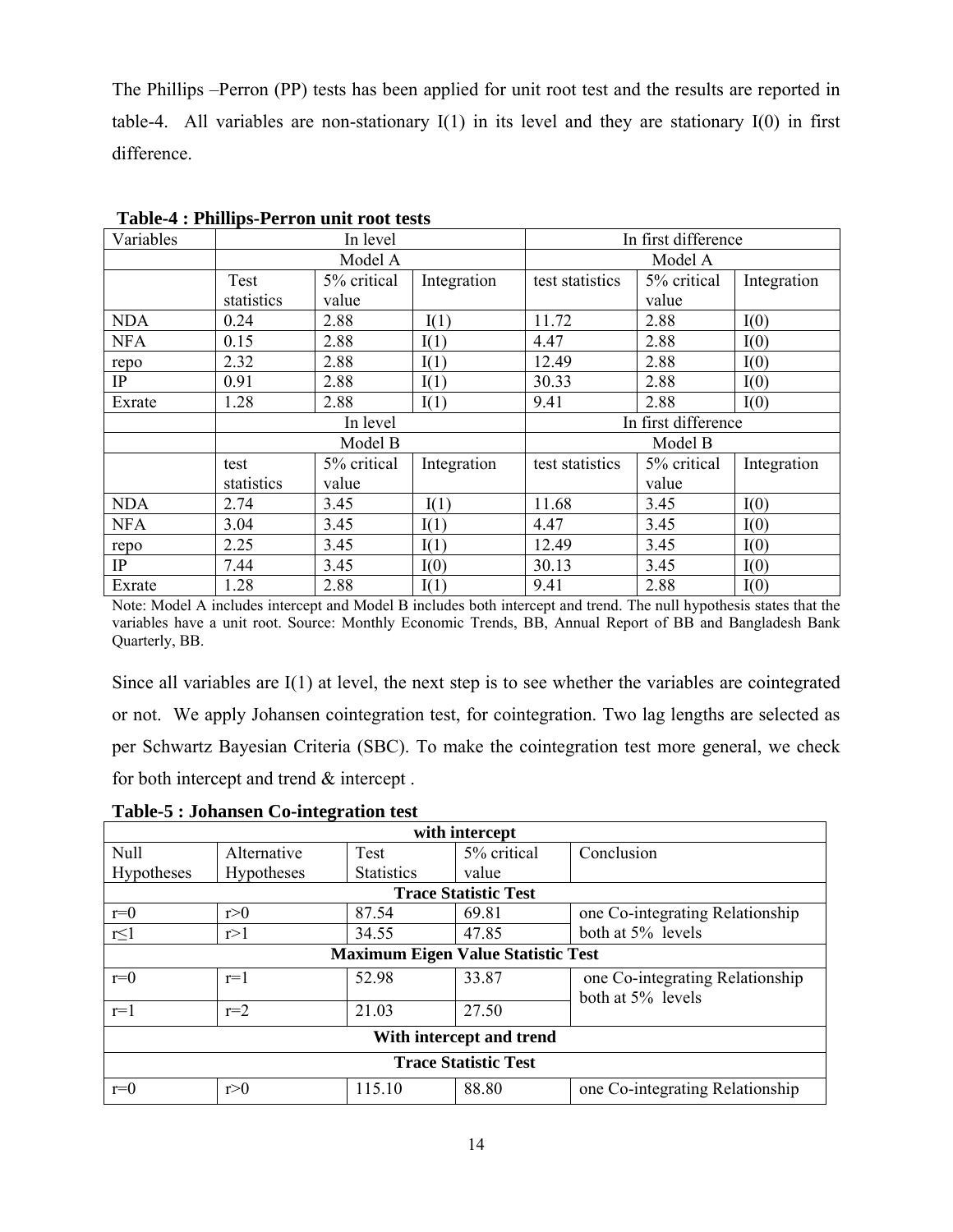The Phillips –Perron (PP) tests has been applied for unit root test and the results are reported in table-4. All variables are non-stationary I(1) in its level and they are stationary I(0) in first difference.

**Table-4 : Phillips-Perron unit root tests**

| Variables | In level | | | In first difference | | |
|---|---|---|---|---|---|---|
| | Model A | | | Model A | | |
| | Test statistics | 5% critical value | Integration | test statistics | 5% critical value | Integration |
| NDA | 0.24 | 2.88 | I(1) | 11.72 | 2.88 | I(0) |
| NFA | 0.15 | 2.88 | I(1) | 4.47 | 2.88 | I(0) |
| repo | 2.32 | 2.88 | I(1) | 12.49 | 2.88 | I(0) |
| IP | 0.91 | 2.88 | I(1) | 30.33 | 2.88 | I(0) |
| Exrate | 1.28 | 2.88 | I(1) | 9.41 | 2.88 | I(0) |
| | In level | | | In first difference | | |
| | Model B | | | Model B | | |
| | test statistics | 5% critical value | Integration | test statistics | 5% critical value | Integration |
| NDA | 2.74 | 3.45 | I(1) | 11.68 | 3.45 | I(0) |
| NFA | 3.04 | 3.45 | I(1) | 4.47 | 3.45 | I(0) |
| repo | 2.25 | 3.45 | I(1) | 12.49 | 3.45 | I(0) |
| IP | 7.44 | 3.45 | I(0) | 30.13 | 3.45 | I(0) |
| Exrate | 1.28 | 2.88 | I(1) | 9.41 | 2.88 | I(0) |

Note: Model A includes intercept and Model B includes both intercept and trend. The null hypothesis states that the variables have a unit root. Source: Monthly Economic Trends, BB, Annual Report of BB and Bangladesh Bank Quarterly, BB.

Since all variables are I(1) at level, the next step is to see whether the variables are cointegrated or not. We apply Johansen cointegration test, for cointegration. Two lag lengths are selected as per Schwartz Bayesian Criteria (SBC). To make the cointegration test more general, we check for both intercept and trend & intercept .

**Table-5 : Johansen Co-integration test**

| **with intercept** | | | | |
|---|---|---|---|---|
| Null Hypotheses | Alternative Hypotheses | Test Statistics | 5% critical value | Conclusion |
| **Trace Statistic Test** | | | | |
| r=0 | r>0 | 87.54 | 69.81 | one Co-integrating Relationship both at 5% levels |
| r≤1 | r>1 | 34.55 | 47.85 | |
| **Maximum Eigen Value Statistic Test** | | | | |
| r=0 | r=1 | 52.98 | 33.87 | one Co-integrating Relationship both at 5% levels |
| r=1 | r=2 | 21.03 | 27.50 | |
| **With intercept and trend** | | | | |
| **Trace Statistic Test** | | | | |
| r=0 | r>0 | 115.10 | 88.80 | one Co-integrating Relationship |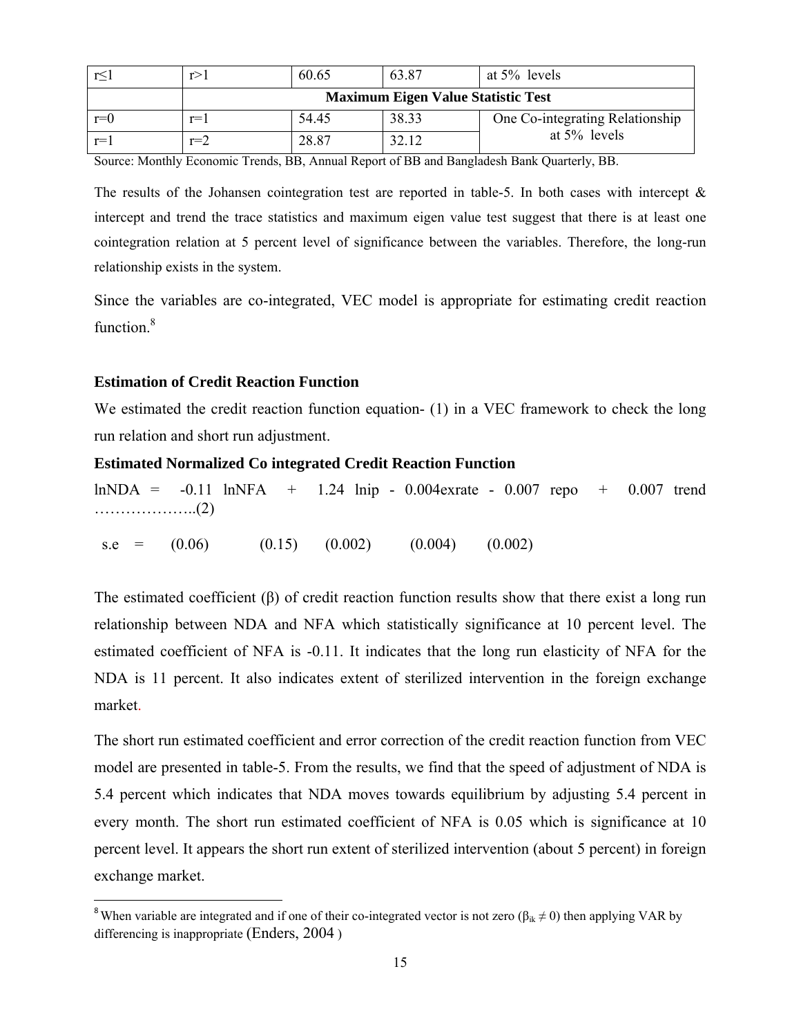| r≤1 | r>1 | 60.65 | 63.87 | at 5% levels |
|---|---|---|---|---|
| | **Maximum Eigen Value Statistic Test** | | | |
| r=0 | r=1 | 54.45 | 38.33 | One Co-integrating Relationship at 5% levels |
| r=1 | r=2 | 28.87 | 32.12 | |

Source: Monthly Economic Trends, BB, Annual Report of BB and Bangladesh Bank Quarterly, BB.

The results of the Johansen cointegration test are reported in table-5. In both cases with intercept & intercept and trend the trace statistics and maximum eigen value test suggest that there is at least one cointegration relation at 5 percent level of significance between the variables. Therefore, the long-run relationship exists in the system.

Since the variables are co-integrated, VEC model is appropriate for estimating credit reaction function.[8]

### Estimation of Credit Reaction Function

We estimated the credit reaction function equation- (1) in a VEC framework to check the long run relation and short run adjustment.

### Estimated Normalized Co integrated Credit Reaction Function

$$\ln NDA = -0.11\ \ln NFA + 1.24\ \ln ip - 0.004 exrate - 0.007\ repo + 0.007\ trend \quad \ldots\ldots\ldots\ldots\ldots\ldots..(2)$$

$$s.e = \quad (0.06) \qquad (0.15) \qquad (0.002) \qquad (0.004) \qquad (0.002)$$

The estimated coefficient (β) of credit reaction function results show that there exist a long run relationship between NDA and NFA which statistically significance at 10 percent level. The estimated coefficient of NFA is -0.11. It indicates that the long run elasticity of NFA for the NDA is 11 percent. It also indicates extent of sterilized intervention in the foreign exchange market.

The short run estimated coefficient and error correction of the credit reaction function from VEC model are presented in table-5. From the results, we find that the speed of adjustment of NDA is 5.4 percent which indicates that NDA moves towards equilibrium by adjusting 5.4 percent in every month. The short run estimated coefficient of NFA is 0.05 which is significance at 10 percent level. It appears the short run extent of sterilized intervention (about 5 percent) in foreign exchange market.

---

[8] When variable are integrated and if one of their co-integrated vector is not zero ($\beta_{ik} \neq 0$) then applying VAR by differencing is inappropriate (Enders, 2004 )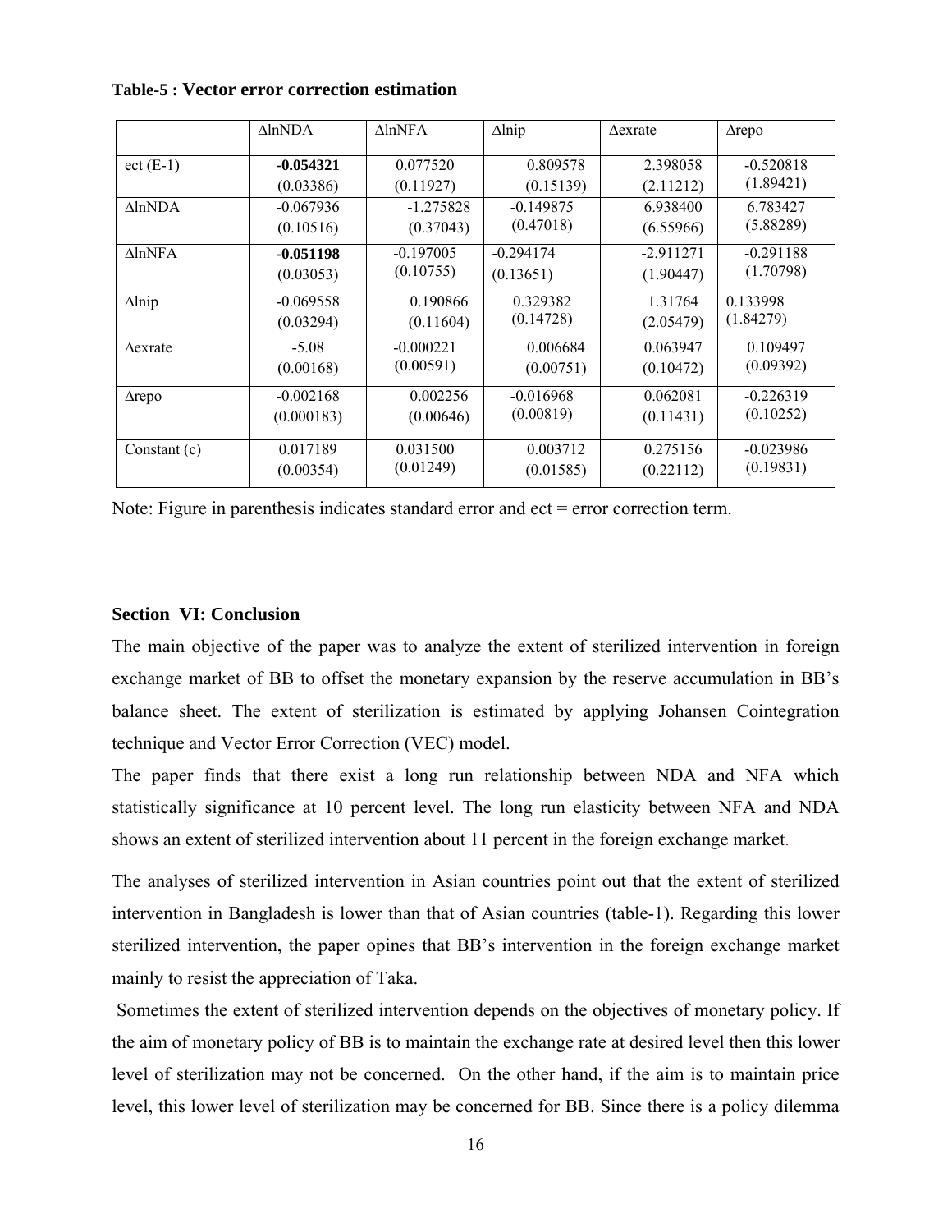**Table-5 : Vector error correction estimation**

| | ΔlnNDA | ΔlnNFA | Δlnip | Δexrate | Δrepo |
|---|---|---|---|---|---|
| ect (E-1) | **-0.054321** (0.03386) | 0.077520 (0.11927) | 0.809578 (0.15139) | 2.398058 (2.11212) | -0.520818 (1.89421) |
| ΔlnNDA | -0.067936 (0.10516) | -1.275828 (0.37043) | -0.149875 (0.47018) | 6.938400 (6.55966) | 6.783427 (5.88289) |
| ΔlnNFA | **-0.051198** (0.03053) | -0.197005 (0.10755) | -0.294174 (0.13651) | -2.911271 (1.90447) | -0.291188 (1.70798) |
| Δlnip | -0.069558 (0.03294) | 0.190866 (0.11604) | 0.329382 (0.14728) | 1.31764 (2.05479) | 0.133998 (1.84279) |
| Δexrate | -5.08 (0.00168) | -0.000221 (0.00591) | 0.006684 (0.00751) | 0.063947 (0.10472) | 0.109497 (0.09392) |
| Δrepo | -0.002168 (0.000183) | 0.002256 (0.00646) | -0.016968 (0.00819) | 0.062081 (0.11431) | -0.226319 (0.10252) |
| Constant (c) | 0.017189 (0.00354) | 0.031500 (0.01249) | 0.003712 (0.01585) | 0.275156 (0.22112) | -0.023986 (0.19831) |

Note: Figure in parenthesis indicates standard error and ect = error correction term.

## Section VI: Conclusion

The main objective of the paper was to analyze the extent of sterilized intervention in foreign exchange market of BB to offset the monetary expansion by the reserve accumulation in BB's balance sheet. The extent of sterilization is estimated by applying Johansen Cointegration technique and Vector Error Correction (VEC) model.

The paper finds that there exist a long run relationship between NDA and NFA which statistically significance at 10 percent level. The long run elasticity between NFA and NDA shows an extent of sterilized intervention about 11 percent in the foreign exchange market.

The analyses of sterilized intervention in Asian countries point out that the extent of sterilized intervention in Bangladesh is lower than that of Asian countries (table-1). Regarding this lower sterilized intervention, the paper opines that BB's intervention in the foreign exchange market mainly to resist the appreciation of Taka.

Sometimes the extent of sterilized intervention depends on the objectives of monetary policy. If the aim of monetary policy of BB is to maintain the exchange rate at desired level then this lower level of sterilization may not be concerned. On the other hand, if the aim is to maintain price level, this lower level of sterilization may be concerned for BB. Since there is a policy dilemma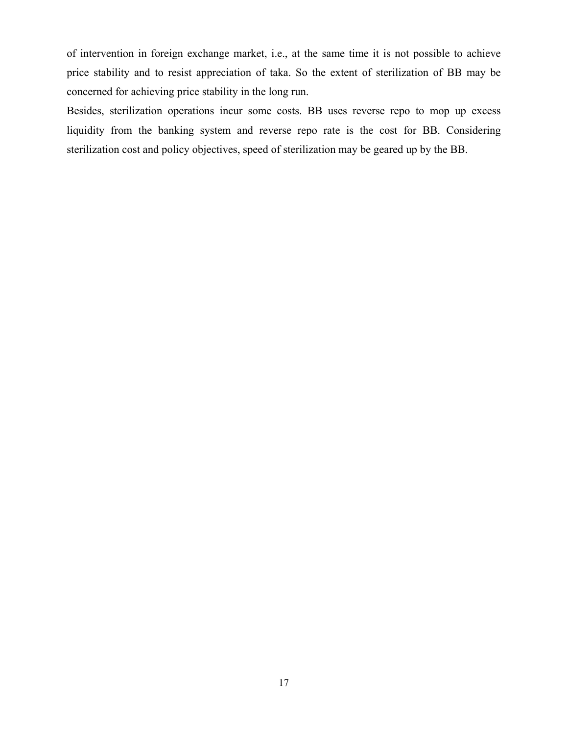of intervention in foreign exchange market, i.e., at the same time it is not possible to achieve price stability and to resist appreciation of taka. So the extent of sterilization of BB may be concerned for achieving price stability in the long run.

Besides, sterilization operations incur some costs. BB uses reverse repo to mop up excess liquidity from the banking system and reverse repo rate is the cost for BB. Considering sterilization cost and policy objectives, speed of sterilization may be geared up by the BB.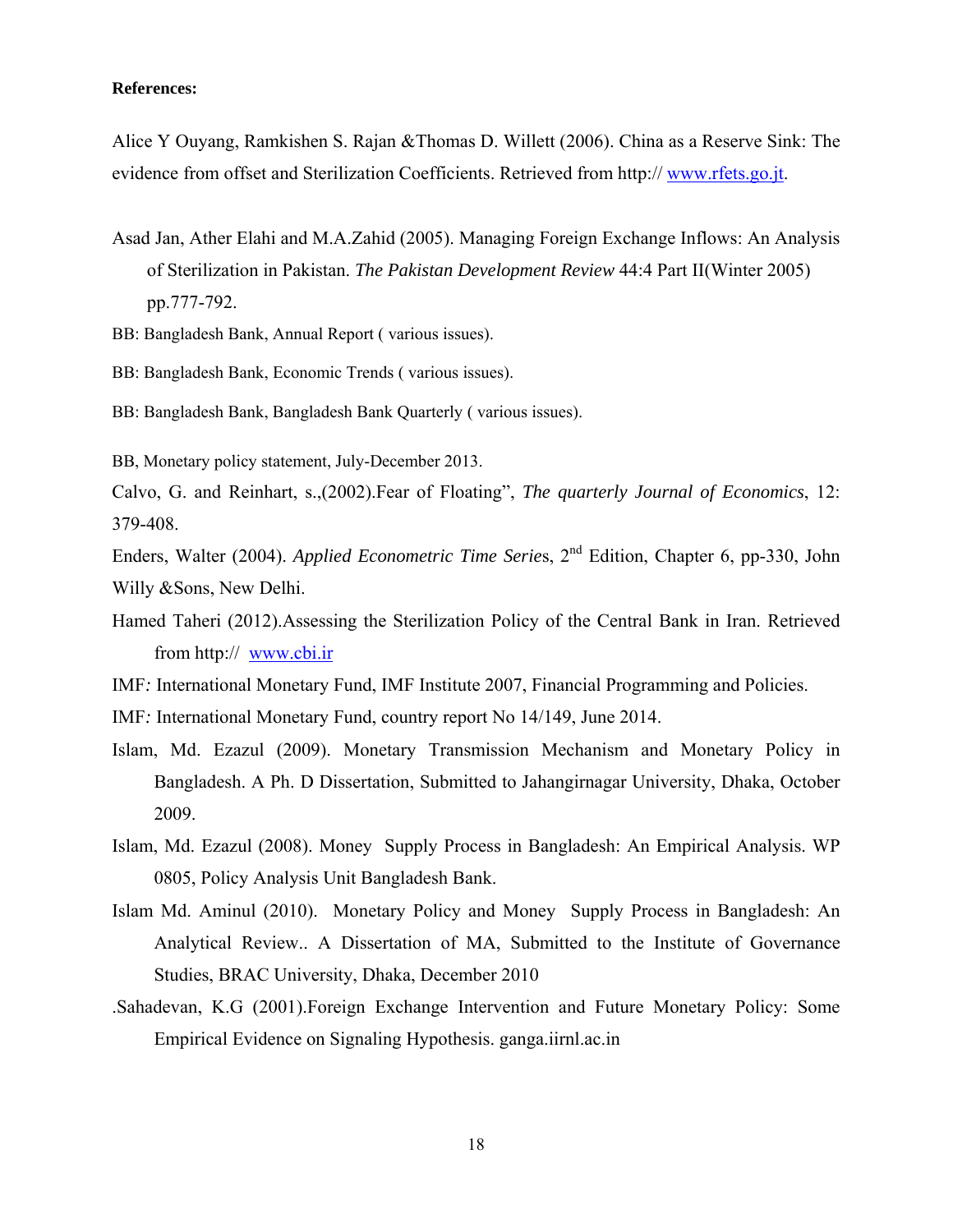**References:**

Alice Y Ouyang, Ramkishen S. Rajan &Thomas D. Willett (2006). China as a Reserve Sink: The evidence from offset and Sterilization Coefficients. Retrieved from http:// www.rfets.go.jt.

Asad Jan, Ather Elahi and M.A.Zahid (2005). Managing Foreign Exchange Inflows: An Analysis of Sterilization in Pakistan. *The Pakistan Development Review* 44:4 Part II(Winter 2005) pp.777-792.

BB: Bangladesh Bank, Annual Report ( various issues).

BB: Bangladesh Bank, Economic Trends ( various issues).

BB: Bangladesh Bank, Bangladesh Bank Quarterly ( various issues).

BB, Monetary policy statement, July-December 2013.

Calvo, G. and Reinhart, s.,(2002).Fear of Floating", *The quarterly Journal of Economics*, 12: 379-408.

Enders, Walter (2004). *Applied Econometric Time Series*, 2nd Edition, Chapter 6, pp-330, John Willy &Sons, New Delhi.

Hamed Taheri (2012).Assessing the Sterilization Policy of the Central Bank in Iran. Retrieved from http:// www.cbi.ir

IMF*:* International Monetary Fund, IMF Institute 2007, Financial Programming and Policies.

IMF*:* International Monetary Fund, country report No 14/149, June 2014.

Islam, Md. Ezazul (2009). Monetary Transmission Mechanism and Monetary Policy in Bangladesh. A Ph. D Dissertation, Submitted to Jahangirnagar University, Dhaka, October 2009.

Islam, Md. Ezazul (2008). Money Supply Process in Bangladesh: An Empirical Analysis. WP 0805, Policy Analysis Unit Bangladesh Bank.

Islam Md. Aminul (2010). Monetary Policy and Money Supply Process in Bangladesh: An Analytical Review.. A Dissertation of MA, Submitted to the Institute of Governance Studies, BRAC University, Dhaka, December 2010

.Sahadevan, K.G (2001).Foreign Exchange Intervention and Future Monetary Policy: Some Empirical Evidence on Signaling Hypothesis. ganga.iirnl.ac.in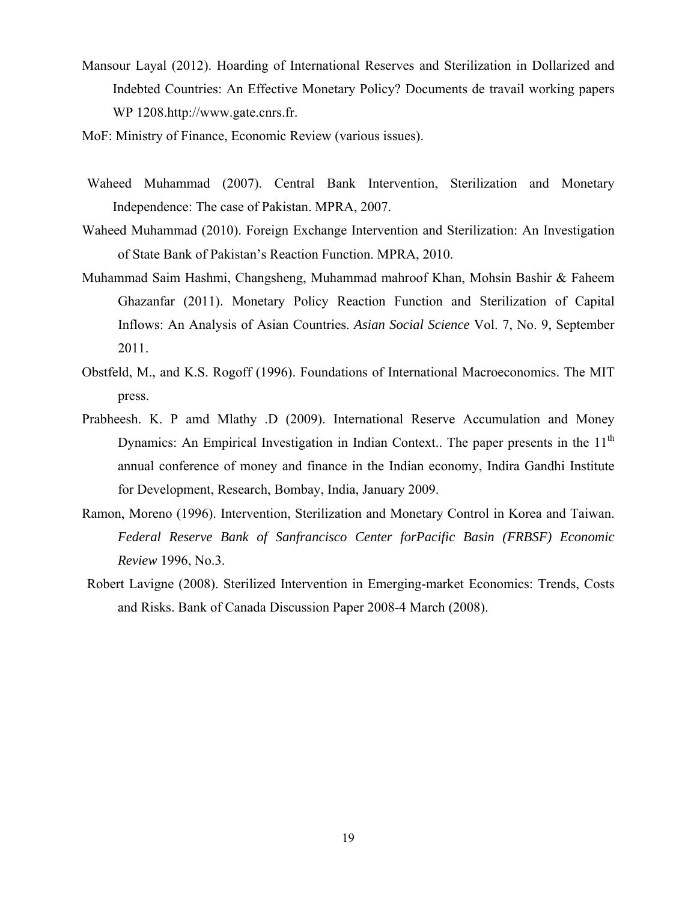Mansour Layal (2012). Hoarding of International Reserves and Sterilization in Dollarized and Indebted Countries: An Effective Monetary Policy? Documents de travail working papers WP 1208.http://www.gate.cnrs.fr.

MoF: Ministry of Finance, Economic Review (various issues).

Waheed Muhammad (2007). Central Bank Intervention, Sterilization and Monetary Independence: The case of Pakistan. MPRA, 2007.

Waheed Muhammad (2010). Foreign Exchange Intervention and Sterilization: An Investigation of State Bank of Pakistan's Reaction Function. MPRA, 2010.

Muhammad Saim Hashmi, Changsheng, Muhammad mahroof Khan, Mohsin Bashir & Faheem Ghazanfar (2011). Monetary Policy Reaction Function and Sterilization of Capital Inflows: An Analysis of Asian Countries. *Asian Social Science* Vol. 7, No. 9, September 2011.

Obstfeld, M., and K.S. Rogoff (1996). Foundations of International Macroeconomics. The MIT press.

Prabheesh. K. P amd Mlathy .D (2009). International Reserve Accumulation and Money Dynamics: An Empirical Investigation in Indian Context.. The paper presents in the 11th annual conference of money and finance in the Indian economy, Indira Gandhi Institute for Development, Research, Bombay, India, January 2009.

Ramon, Moreno (1996). Intervention, Sterilization and Monetary Control in Korea and Taiwan. *Federal Reserve Bank of Sanfrancisco Center forPacific Basin (FRBSF) Economic Review* 1996, No.3.

Robert Lavigne (2008). Sterilized Intervention in Emerging-market Economics: Trends, Costs and Risks. Bank of Canada Discussion Paper 2008-4 March (2008).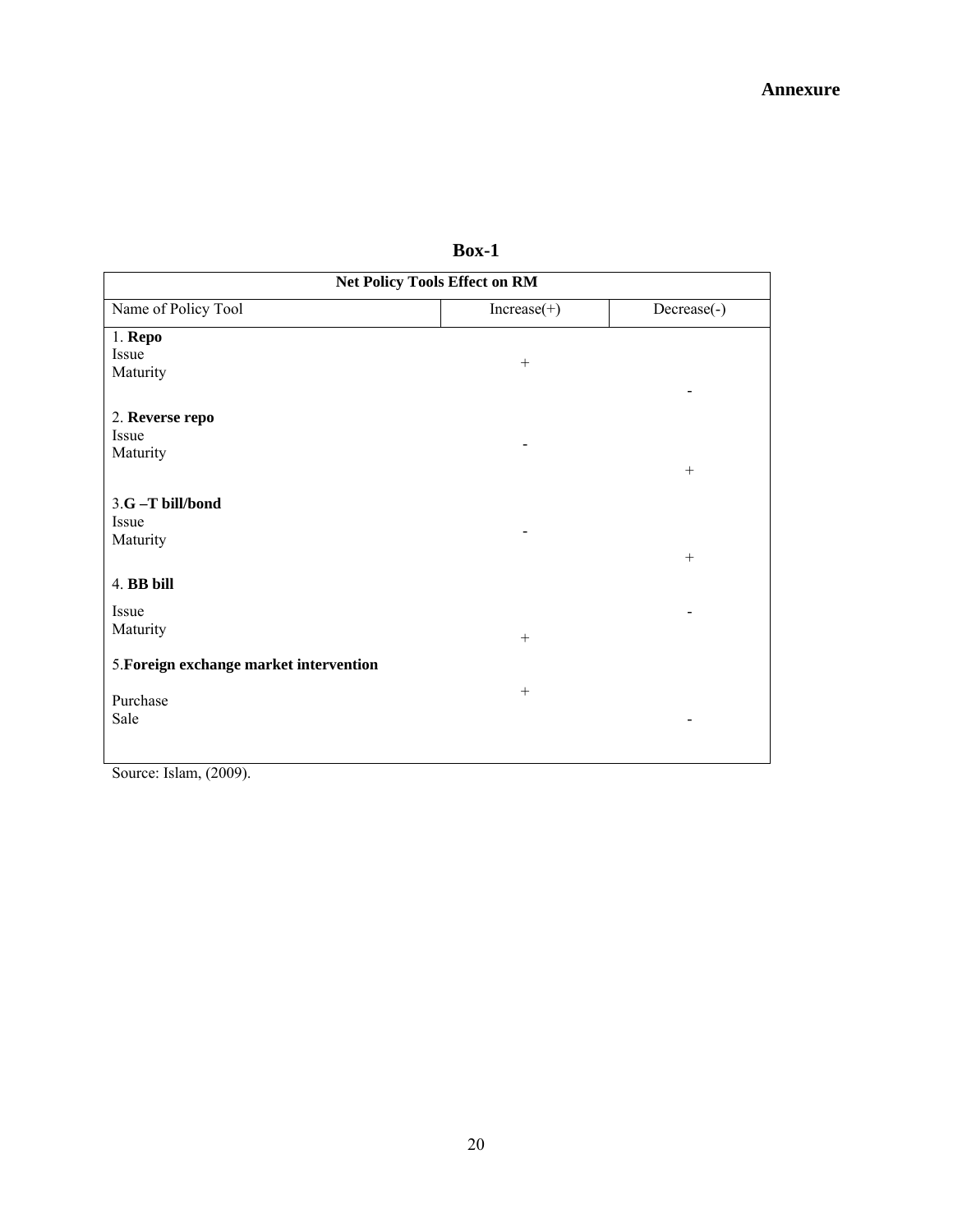**Annexure**

**Box-1**

| **Net Policy Tools Effect on RM** | | |
|---|---|---|
| Name of Policy Tool | Increase(+) | Decrease(-) |
| 1. **Repo** | | |
| Issue | + | |
| Maturity | | - |
| 2. **Reverse repo** | | |
| Issue | - | |
| Maturity | | + |
| 3.**G –T bill/bond** | | |
| Issue | - | |
| Maturity | | + |
| 4. **BB bill** | | |
| Issue | | - |
| Maturity | + | |
| 5.**Foreign exchange market intervention** | | |
| Purchase | + | |
| Sale | | - |

Source: Islam, (2009).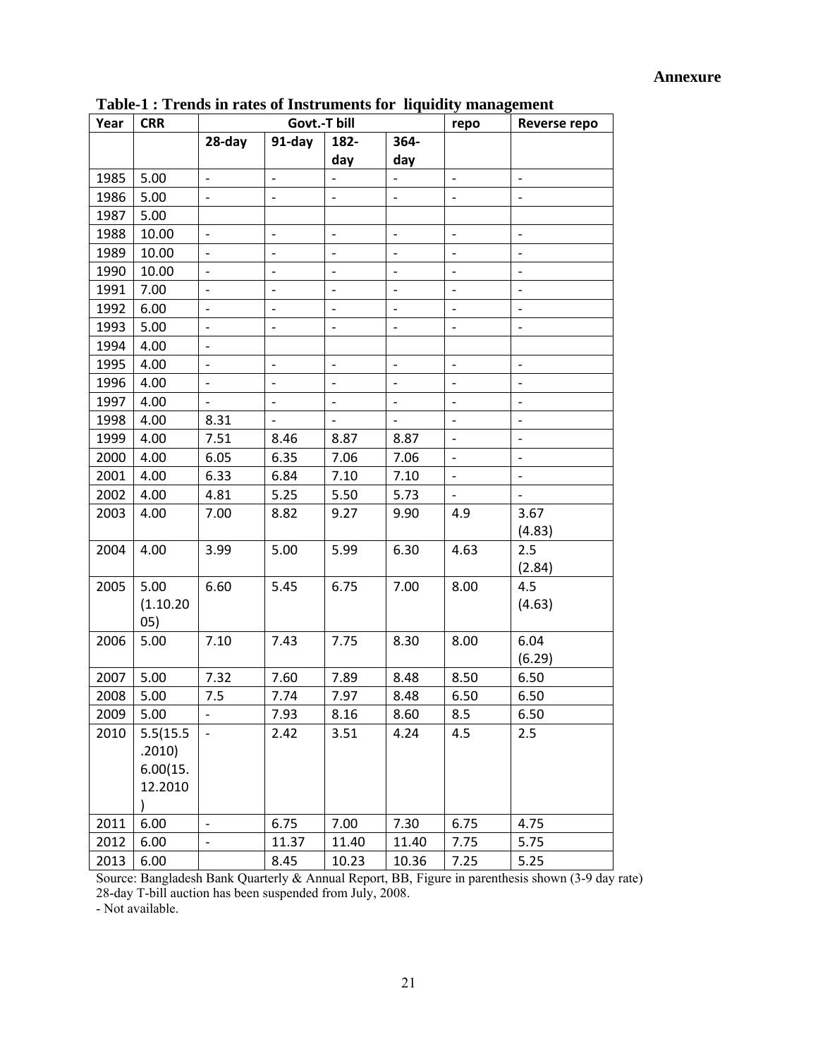**Annexure**

**Table-1 : Trends in rates of Instruments for liquidity management**

| Year | CRR | Govt.-T bill | | | | repo | Reverse repo |
|---|---|---|---|---|---|---|---|
| | | 28-day | 91-day | 182-day | 364-day | | |
| 1985 | 5.00 | - | - | - | - | - | - |
| 1986 | 5.00 | - | - | - | - | - | - |
| 1987 | 5.00 | | | | | | |
| 1988 | 10.00 | - | - | - | - | - | - |
| 1989 | 10.00 | - | - | - | - | - | - |
| 1990 | 10.00 | - | - | - | - | - | - |
| 1991 | 7.00 | - | - | - | - | - | - |
| 1992 | 6.00 | - | - | - | - | - | - |
| 1993 | 5.00 | - | - | - | - | - | - |
| 1994 | 4.00 | - | | | | | |
| 1995 | 4.00 | - | - | - | - | - | - |
| 1996 | 4.00 | - | - | - | - | - | - |
| 1997 | 4.00 | - | - | - | - | - | - |
| 1998 | 4.00 | 8.31 | - | - | - | - | - |
| 1999 | 4.00 | 7.51 | 8.46 | 8.87 | 8.87 | - | - |
| 2000 | 4.00 | 6.05 | 6.35 | 7.06 | 7.06 | - | - |
| 2001 | 4.00 | 6.33 | 6.84 | 7.10 | 7.10 | - | - |
| 2002 | 4.00 | 4.81 | 5.25 | 5.50 | 5.73 | - | - |
| 2003 | 4.00 | 7.00 | 8.82 | 9.27 | 9.90 | 4.9 | 3.67 (4.83) |
| 2004 | 4.00 | 3.99 | 5.00 | 5.99 | 6.30 | 4.63 | 2.5 (2.84) |
| 2005 | 5.00 (1.10.2005) | 6.60 | 5.45 | 6.75 | 7.00 | 8.00 | 4.5 (4.63) |
| 2006 | 5.00 | 7.10 | 7.43 | 7.75 | 8.30 | 8.00 | 6.04 (6.29) |
| 2007 | 5.00 | 7.32 | 7.60 | 7.89 | 8.48 | 8.50 | 6.50 |
| 2008 | 5.00 | 7.5 | 7.74 | 7.97 | 8.48 | 6.50 | 6.50 |
| 2009 | 5.00 | - | 7.93 | 8.16 | 8.60 | 8.5 | 6.50 |
| 2010 | 5.5(15.5.2010) 6.00(15.12.2010) | - | 2.42 | 3.51 | 4.24 | 4.5 | 2.5 |
| 2011 | 6.00 | - | 6.75 | 7.00 | 7.30 | 6.75 | 4.75 |
| 2012 | 6.00 | - | 11.37 | 11.40 | 11.40 | 7.75 | 5.75 |
| 2013 | 6.00 | | 8.45 | 10.23 | 10.36 | 7.25 | 5.25 |

Source: Bangladesh Bank Quarterly & Annual Report, BB, Figure in parenthesis shown (3-9 day rate)
28-day T-bill auction has been suspended from July, 2008.
- Not available.